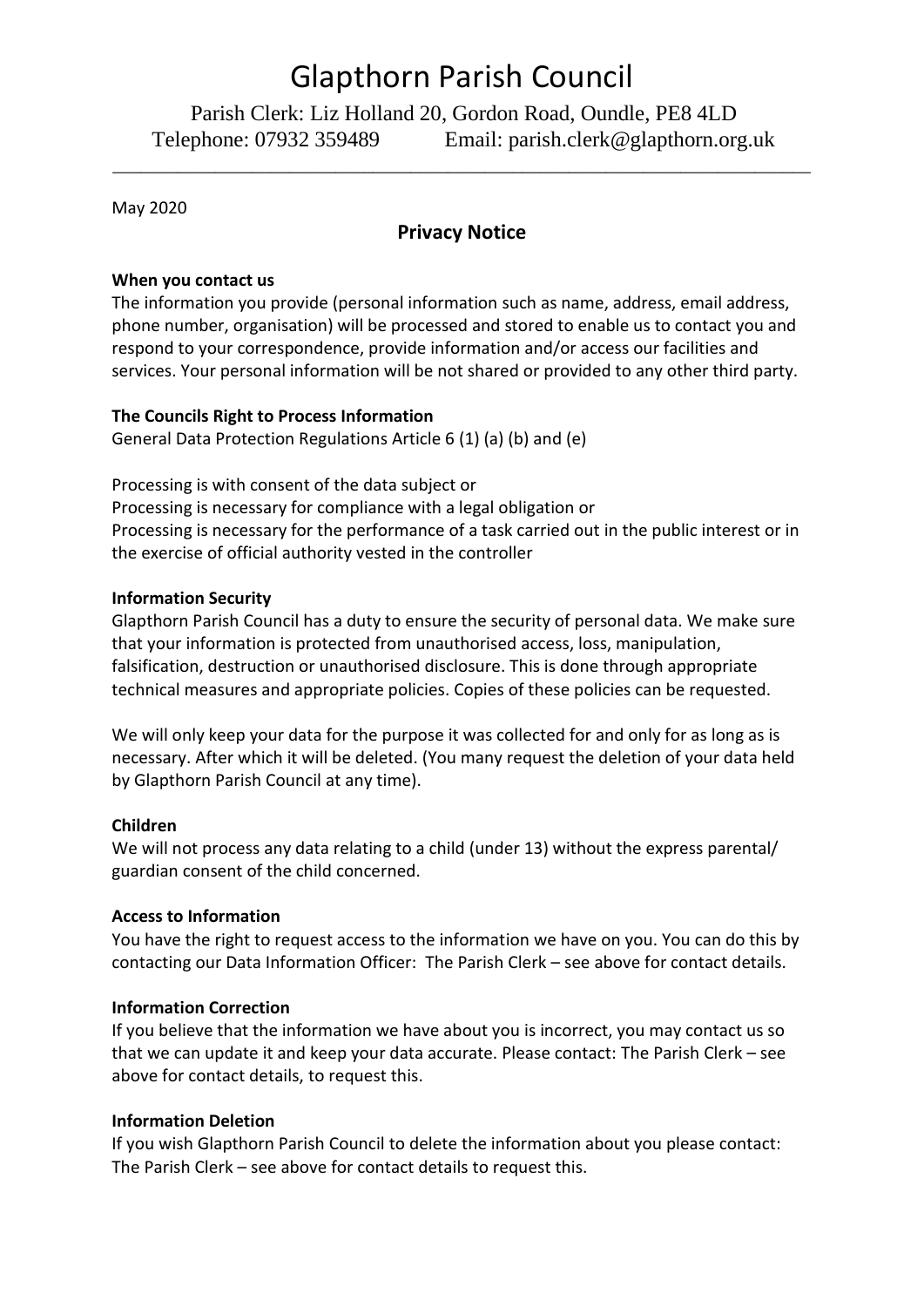# Glapthorn Parish Council

Parish Clerk: Liz Holland 20, Gordon Road, Oundle, PE8 4LD
Telephone: 07932 359489 Email: parish.clerk@glapthorn.org.uk

---

May 2020

## Privacy Notice

**When you contact us**

The information you provide (personal information such as name, address, email address, phone number, organisation) will be processed and stored to enable us to contact you and respond to your correspondence, provide information and/or access our facilities and services. Your personal information will be not shared or provided to any other third party.

**The Councils Right to Process Information**

General Data Protection Regulations Article 6 (1) (a) (b) and (e)

Processing is with consent of the data subject or
Processing is necessary for compliance with a legal obligation or
Processing is necessary for the performance of a task carried out in the public interest or in the exercise of official authority vested in the controller

**Information Security**

Glapthorn Parish Council has a duty to ensure the security of personal data. We make sure that your information is protected from unauthorised access, loss, manipulation, falsification, destruction or unauthorised disclosure. This is done through appropriate technical measures and appropriate policies. Copies of these policies can be requested.

We will only keep your data for the purpose it was collected for and only for as long as is necessary. After which it will be deleted. (You many request the deletion of your data held by Glapthorn Parish Council at any time).

**Children**

We will not process any data relating to a child (under 13) without the express parental/ guardian consent of the child concerned.

**Access to Information**

You have the right to request access to the information we have on you. You can do this by contacting our Data Information Officer: The Parish Clerk – see above for contact details.

**Information Correction**

If you believe that the information we have about you is incorrect, you may contact us so that we can update it and keep your data accurate. Please contact: The Parish Clerk – see above for contact details, to request this.

**Information Deletion**

If you wish Glapthorn Parish Council to delete the information about you please contact: The Parish Clerk – see above for contact details to request this.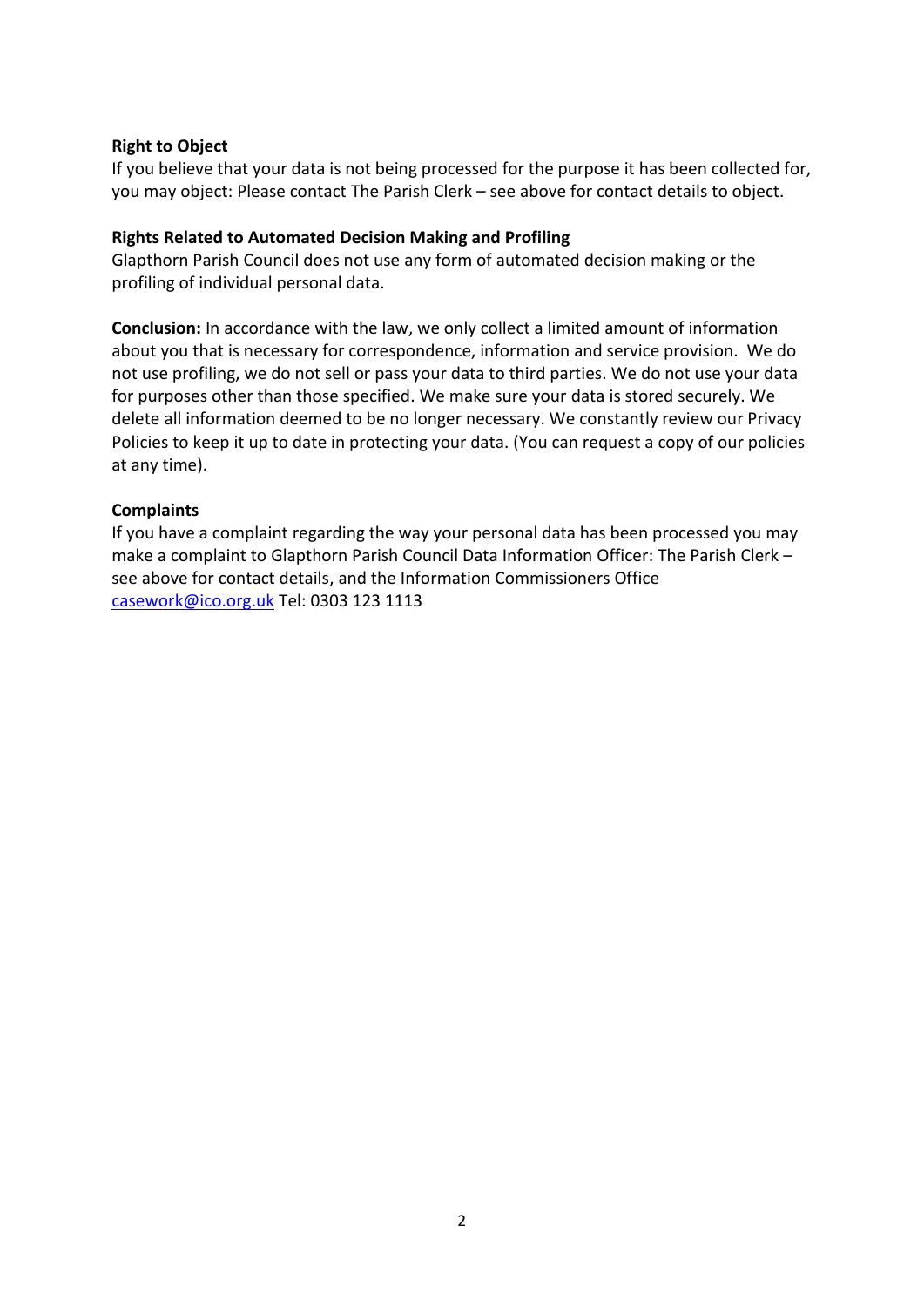**Right to Object**

If you believe that your data is not being processed for the purpose it has been collected for, you may object: Please contact The Parish Clerk – see above for contact details to object.

**Rights Related to Automated Decision Making and Profiling**

Glapthorn Parish Council does not use any form of automated decision making or the profiling of individual personal data.

**Conclusion:** In accordance with the law, we only collect a limited amount of information about you that is necessary for correspondence, information and service provision. We do not use profiling, we do not sell or pass your data to third parties. We do not use your data for purposes other than those specified. We make sure your data is stored securely. We delete all information deemed to be no longer necessary. We constantly review our Privacy Policies to keep it up to date in protecting your data. (You can request a copy of our policies at any time).

**Complaints**

If you have a complaint regarding the way your personal data has been processed you may make a complaint to Glapthorn Parish Council Data Information Officer: The Parish Clerk – see above for contact details, and the Information Commissioners Office casework@ico.org.uk Tel: 0303 123 1113